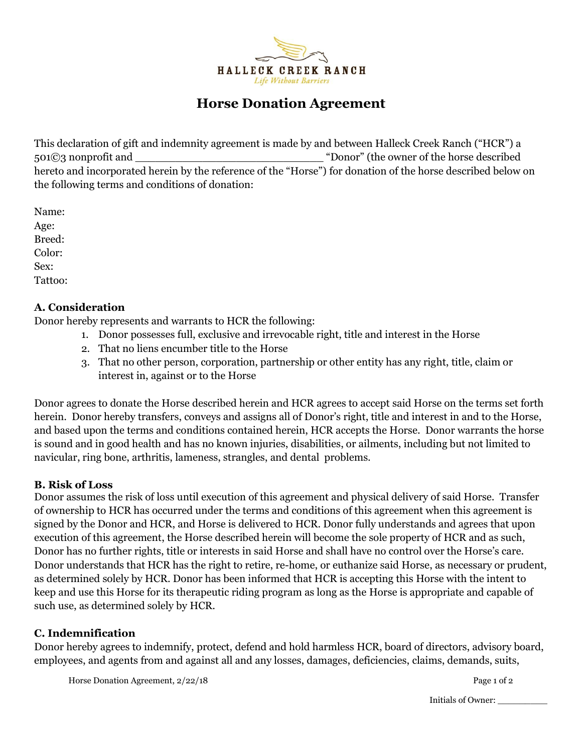HALLECK CREEK RANCH
*Life Without Barriers*

# Horse Donation Agreement

This declaration of gift and indemnity agreement is made by and between Halleck Creek Ranch ("HCR") a 501©3 nonprofit and ____________________________ "Donor" (the owner of the horse described hereto and incorporated herein by the reference of the "Horse") for donation of the horse described below on the following terms and conditions of donation:

Name:
Age:
Breed:
Color:
Sex:
Tattoo:

### A. Consideration

Donor hereby represents and warrants to HCR the following:

1. Donor possesses full, exclusive and irrevocable right, title and interest in the Horse
2. That no liens encumber title to the Horse
3. That no other person, corporation, partnership or other entity has any right, title, claim or interest in, against or to the Horse

Donor agrees to donate the Horse described herein and HCR agrees to accept said Horse on the terms set forth herein. Donor hereby transfers, conveys and assigns all of Donor's right, title and interest in and to the Horse, and based upon the terms and conditions contained herein, HCR accepts the Horse. Donor warrants the horse is sound and in good health and has no known injuries, disabilities, or ailments, including but not limited to navicular, ring bone, arthritis, lameness, strangles, and dental problems.

### B. Risk of Loss

Donor assumes the risk of loss until execution of this agreement and physical delivery of said Horse. Transfer of ownership to HCR has occurred under the terms and conditions of this agreement when this agreement is signed by the Donor and HCR, and Horse is delivered to HCR. Donor fully understands and agrees that upon execution of this agreement, the Horse described herein will become the sole property of HCR and as such, Donor has no further rights, title or interests in said Horse and shall have no control over the Horse's care. Donor understands that HCR has the right to retire, re-home, or euthanize said Horse, as necessary or prudent, as determined solely by HCR. Donor has been informed that HCR is accepting this Horse with the intent to keep and use this Horse for its therapeutic riding program as long as the Horse is appropriate and capable of such use, as determined solely by HCR.

### C. Indemnification

Donor hereby agrees to indemnify, protect, defend and hold harmless HCR, board of directors, advisory board, employees, and agents from and against all and any losses, damages, deficiencies, claims, demands, suits,

Horse Donation Agreement, 2/22/18

Initials of Owner: __________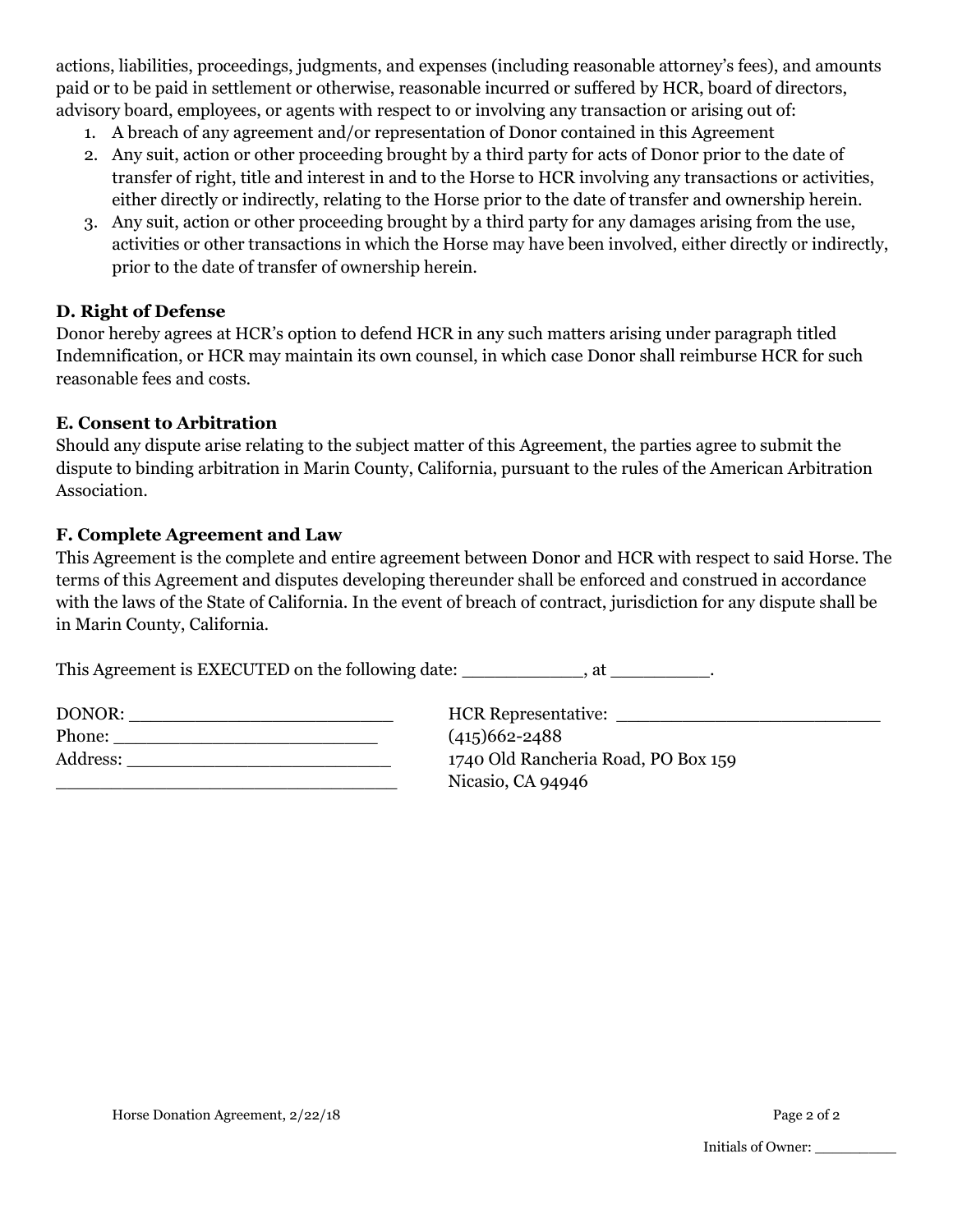actions, liabilities, proceedings, judgments, and expenses (including reasonable attorney's fees), and amounts paid or to be paid in settlement or otherwise, reasonable incurred or suffered by HCR, board of directors, advisory board, employees, or agents with respect to or involving any transaction or arising out of:

1. A breach of any agreement and/or representation of Donor contained in this Agreement
2. Any suit, action or other proceeding brought by a third party for acts of Donor prior to the date of transfer of right, title and interest in and to the Horse to HCR involving any transactions or activities, either directly or indirectly, relating to the Horse prior to the date of transfer and ownership herein.
3. Any suit, action or other proceeding brought by a third party for any damages arising from the use, activities or other transactions in which the Horse may have been involved, either directly or indirectly, prior to the date of transfer of ownership herein.

### D. Right of Defense

Donor hereby agrees at HCR's option to defend HCR in any such matters arising under paragraph titled Indemnification, or HCR may maintain its own counsel, in which case Donor shall reimburse HCR for such reasonable fees and costs.

### E. Consent to Arbitration

Should any dispute arise relating to the subject matter of this Agreement, the parties agree to submit the dispute to binding arbitration in Marin County, California, pursuant to the rules of the American Arbitration Association.

### F. Complete Agreement and Law

This Agreement is the complete and entire agreement between Donor and HCR with respect to said Horse. The terms of this Agreement and disputes developing thereunder shall be enforced and construed in accordance with the laws of the State of California. In the event of breach of contract, jurisdiction for any dispute shall be in Marin County, California.

This Agreement is EXECUTED on the following date: ___________, at _________.

DONOR: ________________________
Phone: ________________________
Address: ________________________
________________________________

HCR Representative: ________________________
(415)662-2488
1740 Old Rancheria Road, PO Box 159
Nicasio, CA 94946

Horse Donation Agreement, 2/22/18

Initials of Owner: _________